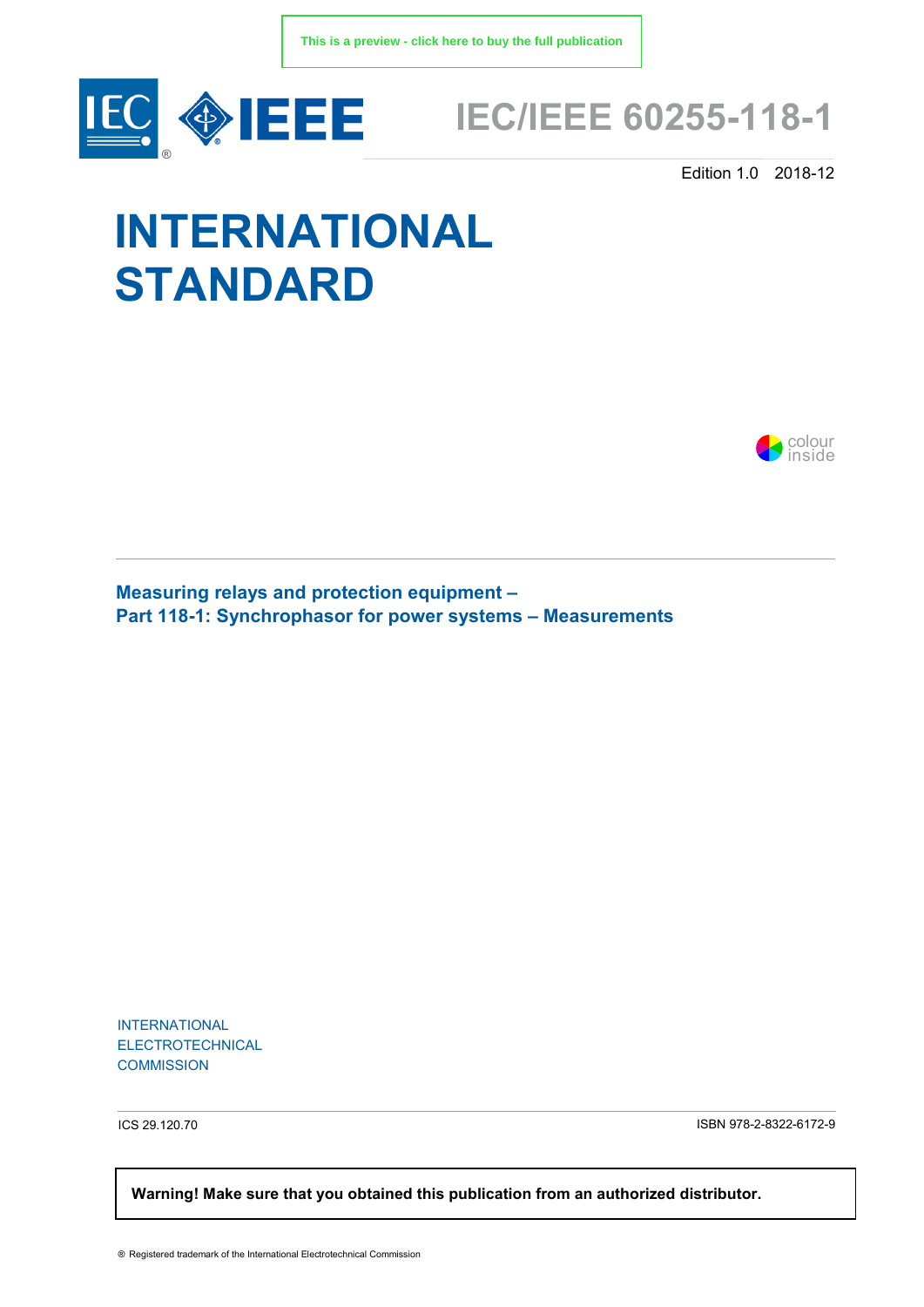This is a preview - click here to buy the full publication

# IEC/IEEE 60255-118-1

Edition 1.0 2018-12

# INTERNATIONAL STANDARD

colour inside

**Measuring relays and protection equipment –**
**Part 118-1: Synchrophasor for power systems – Measurements**

INTERNATIONAL
ELECTROTECHNICAL
COMMISSION

ICS 29.120.70

ISBN 978-2-8322-6172-9

**Warning! Make sure that you obtained this publication from an authorized distributor.**

® Registered trademark of the International Electrotechnical Commission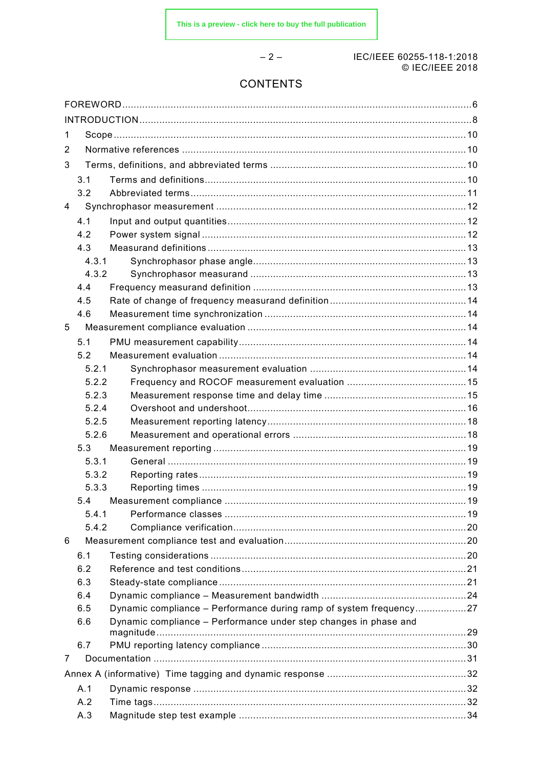# CONTENTS

FOREWORD .......................................................................................................................... 6

INTRODUCTION .................................................................................................................... 8

1 Scope ............................................................................................................................ 10

2 Normative references .................................................................................................... 10

3 Terms, definitions, and abbreviated terms ..................................................................... 10

  3.1 Terms and definitions ............................................................................................ 10

  3.2 Abbreviated terms .................................................................................................. 11

4 Synchrophasor measurement ........................................................................................ 12

  4.1 Input and output quantities .................................................................................... 12

  4.2 Power system signal .............................................................................................. 12

  4.3 Measurand definitions ............................................................................................ 13

    4.3.1 Synchrophasor phase angle ............................................................................ 13

    4.3.2 Synchrophasor measurand ............................................................................. 13

  4.4 Frequency measurand definition ............................................................................ 13

  4.5 Rate of change of frequency measurand definition ................................................. 14

  4.6 Measurement time synchronization ........................................................................ 14

5 Measurement compliance evaluation ............................................................................. 14

  5.1 PMU measurement capability ................................................................................. 14

  5.2 Measurement evaluation ........................................................................................ 14

    5.2.1 Synchrophasor measurement evaluation ........................................................ 14

    5.2.2 Frequency and ROCOF measurement evaluation ............................................ 15

    5.2.3 Measurement response time and delay time ................................................... 15

    5.2.4 Overshoot and undershoot .............................................................................. 16

    5.2.5 Measurement reporting latency ....................................................................... 18

    5.2.6 Measurement and operational errors .............................................................. 18

  5.3 Measurement reporting .......................................................................................... 19

    5.3.1 General .......................................................................................................... 19

    5.3.2 Reporting rates ............................................................................................... 19

    5.3.3 Reporting times .............................................................................................. 19

  5.4 Measurement compliance ...................................................................................... 19

    5.4.1 Performance classes ...................................................................................... 19

    5.4.2 Compliance verification ................................................................................... 20

6 Measurement compliance test and evaluation ................................................................ 20

  6.1 Testing considerations ........................................................................................... 20

  6.2 Reference and test conditions ................................................................................ 21

  6.3 Steady-state compliance ........................................................................................ 21

  6.4 Dynamic compliance – Measurement bandwidth .................................................... 24

  6.5 Dynamic compliance – Performance during ramp of system frequency ................... 27

  6.6 Dynamic compliance – Performance under step changes in phase and magnitude ... 29

  6.7 PMU reporting latency compliance ......................................................................... 30

7 Documentation .............................................................................................................. 31

Annex A (informative) Time tagging and dynamic response ................................................. 32

  A.1 Dynamic response ................................................................................................. 32

  A.2 Time tags ............................................................................................................... 32

  A.3 Magnitude step test example .................................................................................. 34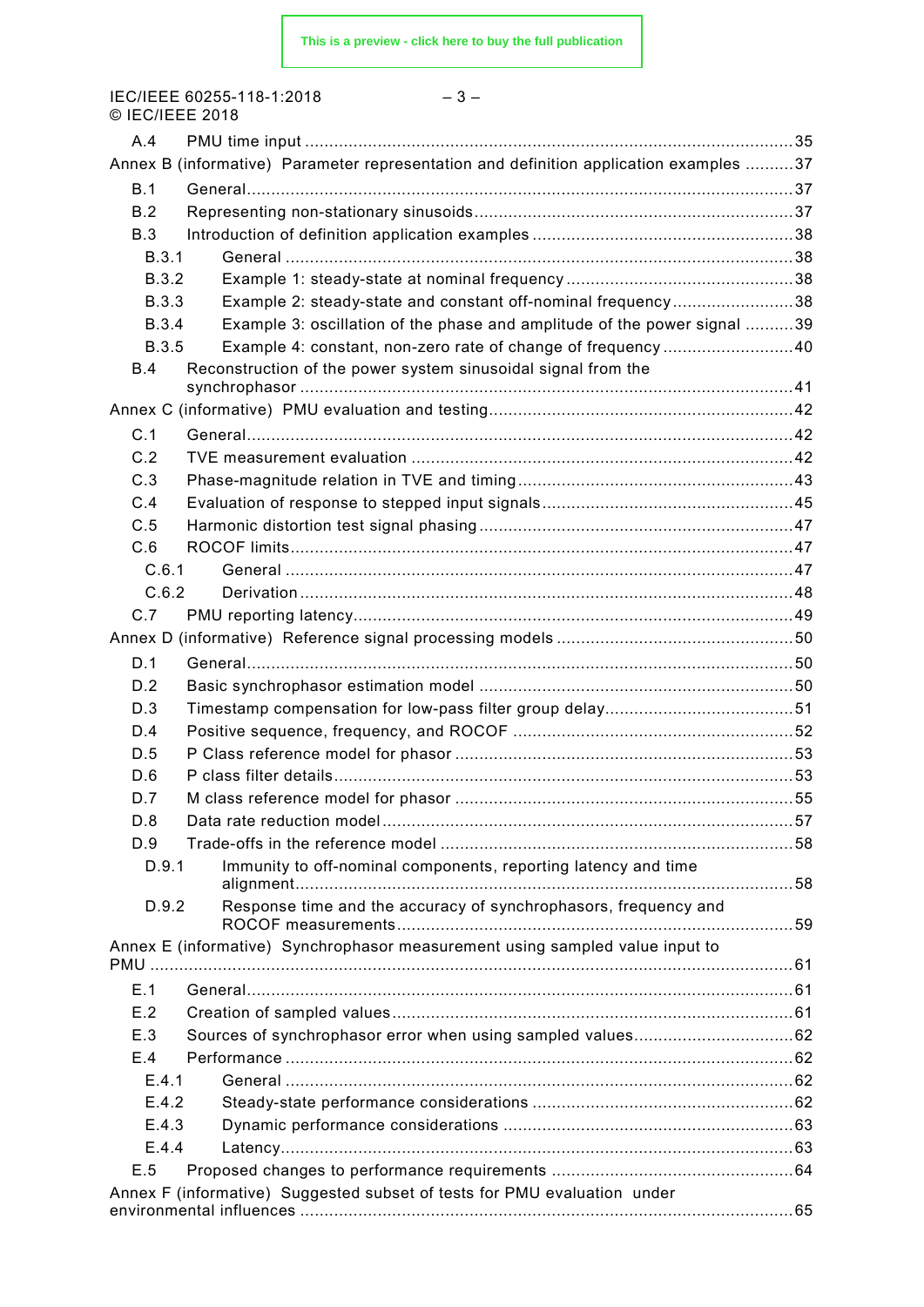A.4 PMU time input .......................................................................................................... 35

Annex B (informative) Parameter representation and definition application examples .......... 37

B.1 General ................................................................................................................... 37

B.2 Representing non-stationary sinusoids .................................................................... 37

B.3 Introduction of definition application examples ........................................................ 38

B.3.1 General ........................................................................................................... 38

B.3.2 Example 1: steady-state at nominal frequency ................................................ 38

B.3.3 Example 2: steady-state and constant off-nominal frequency ........................... 38

B.3.4 Example 3: oscillation of the phase and amplitude of the power signal .......... 39

B.3.5 Example 4: constant, non-zero rate of change of frequency ............................ 40

B.4 Reconstruction of the power system sinusoidal signal from the synchrophasor ........................................................................................................... 41

Annex C (informative) PMU evaluation and testing ............................................................... 42

C.1 General ................................................................................................................... 42

C.2 TVE measurement evaluation ................................................................................. 42

C.3 Phase-magnitude relation in TVE and timing ........................................................... 43

C.4 Evaluation of response to stepped input signals ...................................................... 45

C.5 Harmonic distortion test signal phasing ................................................................... 47

C.6 ROCOF limits .......................................................................................................... 47

C.6.1 General ........................................................................................................... 47

C.6.2 Derivation ........................................................................................................ 48

C.7 PMU reporting latency ............................................................................................. 49

Annex D (informative) Reference signal processing models ................................................. 50

D.1 General ................................................................................................................... 50

D.2 Basic synchrophasor estimation model ................................................................... 50

D.3 Timestamp compensation for low-pass filter group delay ......................................... 51

D.4 Positive sequence, frequency, and ROCOF ............................................................ 52

D.5 P Class reference model for phasor ........................................................................ 53

D.6 P class filter details .................................................................................................. 53

D.7 M class reference model for phasor ........................................................................ 55

D.8 Data rate reduction model ........................................................................................ 57

D.9 Trade-offs in the reference model ............................................................................ 58

D.9.1 Immunity to off-nominal components, reporting latency and time alignment ..................................................................................................... 58

D.9.2 Response time and the accuracy of synchrophasors, frequency and ROCOF measurements ..................................................................................... 59

Annex E (informative) Synchrophasor measurement using sampled value input to PMU ..................................................................................................................................... 61

E.1 General ................................................................................................................... 61

E.2 Creation of sampled values ..................................................................................... 61

E.3 Sources of synchrophasor error when using sampled values ................................... 62

E.4 Performance ............................................................................................................ 62

E.4.1 General ........................................................................................................... 62

E.4.2 Steady-state performance considerations ........................................................ 62

E.4.3 Dynamic performance considerations ............................................................. 63

E.4.4 Latency ........................................................................................................... 63

E.5 Proposed changes to performance requirements .................................................... 64

Annex F (informative) Suggested subset of tests for PMU evaluation under environmental influences ...................................................................................................... 65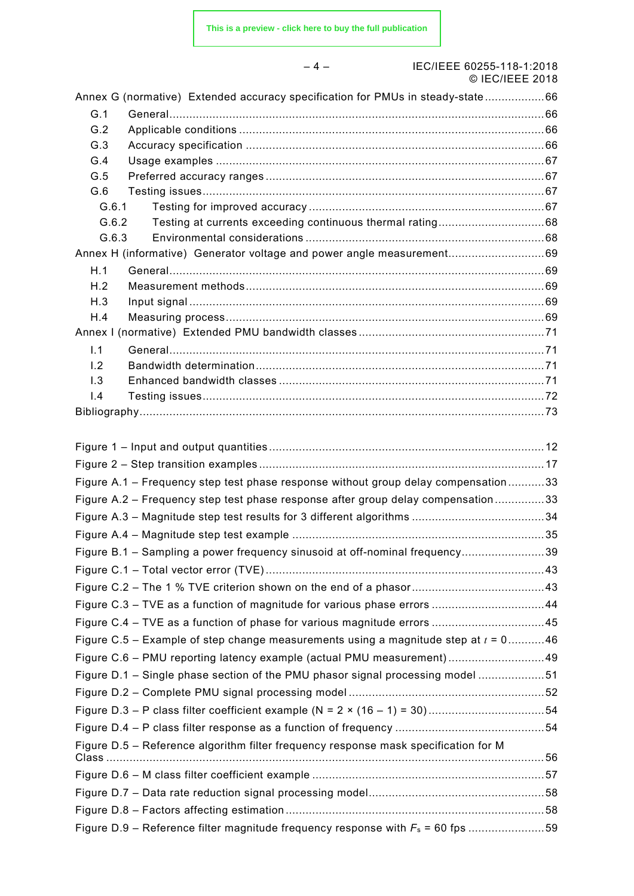Annex G (normative) Extended accuracy specification for PMUs in steady-state ....................66

G.1 General ........................................................................................................66

G.2 Applicable conditions ......................................................................................66

G.3 Accuracy specification .....................................................................................66

G.4 Usage examples ..............................................................................................67

G.5 Preferred accuracy ranges ................................................................................67

G.6 Testing issues ..................................................................................................67

G.6.1 Testing for improved accuracy .....................................................................67

G.6.2 Testing at currents exceeding continuous thermal rating ..............................68

G.6.3 Environmental considerations .....................................................................68

Annex H (informative) Generator voltage and power angle measurement ..........................69

H.1 General ........................................................................................................69

H.2 Measurement methods .....................................................................................69

H.3 Input signal ....................................................................................................69

H.4 Measuring process ...........................................................................................69

Annex I (normative) Extended PMU bandwidth classes .....................................................71

I.1 General ........................................................................................................71

I.2 Bandwidth determination ...................................................................................71

I.3 Enhanced bandwidth classes .............................................................................71

I.4 Testing issues ..................................................................................................72

Bibliography ...............................................................................................................73

Figure 1 – Input and output quantities ..........................................................................12

Figure 2 – Step transition examples .............................................................................17

Figure A.1 – Frequency step test phase response without group delay compensation ...........33

Figure A.2 – Frequency step test phase response after group delay compensation ...............33

Figure A.3 – Magnitude step test results for 3 different algorithms .....................................34

Figure A.4 – Magnitude step test example ......................................................................35

Figure B.1 – Sampling a power frequency sinusoid at off-nominal frequency .........................39

Figure C.1 – Total vector error (TVE) .............................................................................43

Figure C.2 – The 1 % TVE criterion shown on the end of a phasor ......................................43

Figure C.3 – TVE as a function of magnitude for various phase errors ..................................44

Figure C.4 – TVE as a function of phase for various magnitude errors ..................................45

Figure C.5 – Example of step change measurements using a magnitude step at $t$ = 0 ...........46

Figure C.6 – PMU reporting latency example (actual PMU measurement) .............................49

Figure D.1 – Single phase section of the PMU phasor signal processing model .....................51

Figure D.2 – Complete PMU signal processing model .......................................................52

Figure D.3 – P class filter coefficient example (N = 2 × (16 – 1) = 30) ..................................54

Figure D.4 – P class filter response as a function of frequency ..........................................54

Figure D.5 – Reference algorithm filter frequency response mask specification for M Class ....56

Figure D.6 – M class filter coefficient example ...............................................................57

Figure D.7 – Data rate reduction signal processing model .................................................58

Figure D.8 – Factors affecting estimation .......................................................................58

Figure D.9 – Reference filter magnitude frequency response with $F_s$ = 60 fps .......................59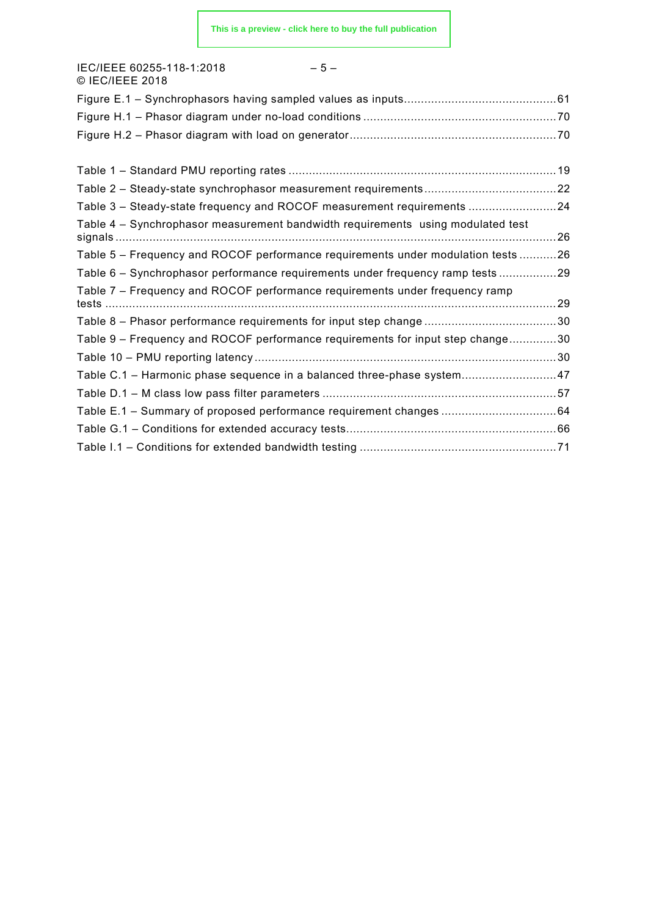Figure E.1 – Synchrophasors having sampled values as inputs............................................61
Figure H.1 – Phasor diagram under no-load conditions .........................................................70
Figure H.2 – Phasor diagram with load on generator.............................................................70

Table 1 – Standard PMU reporting rates ...............................................................................19
Table 2 – Steady-state synchrophasor measurement requirements.......................................22
Table 3 – Steady-state frequency and ROCOF measurement requirements ..........................24
Table 4 – Synchrophasor measurement bandwidth requirements using modulated test signals ...................................................................................................................................26
Table 5 – Frequency and ROCOF performance requirements under modulation tests ...........26
Table 6 – Synchrophasor performance requirements under frequency ramp tests .................29
Table 7 – Frequency and ROCOF performance requirements under frequency ramp tests .....................................................................................................................................29
Table 8 – Phasor performance requirements for input step change .......................................30
Table 9 – Frequency and ROCOF performance requirements for input step change..............30
Table 10 – PMU reporting latency.........................................................................................30
Table C.1 – Harmonic phase sequence in a balanced three-phase system............................47
Table D.1 – M class low pass filter parameters .....................................................................57
Table E.1 – Summary of proposed performance requirement changes ..................................64
Table G.1 – Conditions for extended accuracy tests..............................................................66
Table I.1 – Conditions for extended bandwidth testing ..........................................................71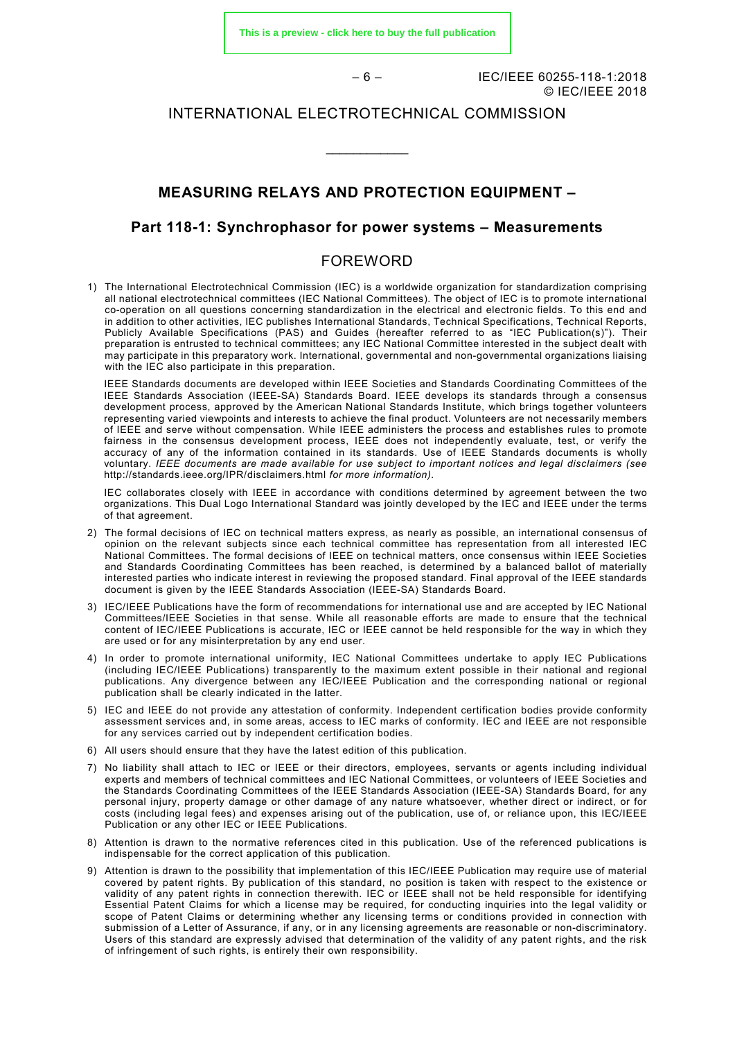INTERNATIONAL ELECTROTECHNICAL COMMISSION

\_\_\_\_\_\_\_\_\_\_\_\_

# MEASURING RELAYS AND PROTECTION EQUIPMENT –

## Part 118-1: Synchrophasor for power systems – Measurements

## FOREWORD

1) The International Electrotechnical Commission (IEC) is a worldwide organization for standardization comprising all national electrotechnical committees (IEC National Committees). The object of IEC is to promote international co-operation on all questions concerning standardization in the electrical and electronic fields. To this end and in addition to other activities, IEC publishes International Standards, Technical Specifications, Technical Reports, Publicly Available Specifications (PAS) and Guides (hereafter referred to as "IEC Publication(s)"). Their preparation is entrusted to technical committees; any IEC National Committee interested in the subject dealt with may participate in this preparatory work. International, governmental and non-governmental organizations liaising with the IEC also participate in this preparation.

   IEEE Standards documents are developed within IEEE Societies and Standards Coordinating Committees of the IEEE Standards Association (IEEE-SA) Standards Board. IEEE develops its standards through a consensus development process, approved by the American National Standards Institute, which brings together volunteers representing varied viewpoints and interests to achieve the final product. Volunteers are not necessarily members of IEEE and serve without compensation. While IEEE administers the process and establishes rules to promote fairness in the consensus development process, IEEE does not independently evaluate, test, or verify the accuracy of any of the information contained in its standards. Use of IEEE Standards documents is wholly voluntary. *IEEE documents are made available for use subject to important notices and legal disclaimers (see* http://standards.ieee.org/IPR/disclaimers.html *for more information).*

   IEC collaborates closely with IEEE in accordance with conditions determined by agreement between the two organizations. This Dual Logo International Standard was jointly developed by the IEC and IEEE under the terms of that agreement.

2) The formal decisions of IEC on technical matters express, as nearly as possible, an international consensus of opinion on the relevant subjects since each technical committee has representation from all interested IEC National Committees. The formal decisions of IEEE on technical matters, once consensus within IEEE Societies and Standards Coordinating Committees has been reached, is determined by a balanced ballot of materially interested parties who indicate interest in reviewing the proposed standard. Final approval of the IEEE standards document is given by the IEEE Standards Association (IEEE-SA) Standards Board.

3) IEC/IEEE Publications have the form of recommendations for international use and are accepted by IEC National Committees/IEEE Societies in that sense. While all reasonable efforts are made to ensure that the technical content of IEC/IEEE Publications is accurate, IEC or IEEE cannot be held responsible for the way in which they are used or for any misinterpretation by any end user.

4) In order to promote international uniformity, IEC National Committees undertake to apply IEC Publications (including IEC/IEEE Publications) transparently to the maximum extent possible in their national and regional publications. Any divergence between any IEC/IEEE Publication and the corresponding national or regional publication shall be clearly indicated in the latter.

5) IEC and IEEE do not provide any attestation of conformity. Independent certification bodies provide conformity assessment services and, in some areas, access to IEC marks of conformity. IEC and IEEE are not responsible for any services carried out by independent certification bodies.

6) All users should ensure that they have the latest edition of this publication.

7) No liability shall attach to IEC or IEEE or their directors, employees, servants or agents including individual experts and members of technical committees and IEC National Committees, or volunteers of IEEE Societies and the Standards Coordinating Committees of the IEEE Standards Association (IEEE-SA) Standards Board, for any personal injury, property damage or other damage of any nature whatsoever, whether direct or indirect, or for costs (including legal fees) and expenses arising out of the publication, use of, or reliance upon, this IEC/IEEE Publication or any other IEC or IEEE Publications.

8) Attention is drawn to the normative references cited in this publication. Use of the referenced publications is indispensable for the correct application of this publication.

9) Attention is drawn to the possibility that implementation of this IEC/IEEE Publication may require use of material covered by patent rights. By publication of this standard, no position is taken with respect to the existence or validity of any patent rights in connection therewith. IEC or IEEE shall not be held responsible for identifying Essential Patent Claims for which a license may be required, for conducting inquiries into the legal validity or scope of Patent Claims or determining whether any licensing terms or conditions provided in connection with submission of a Letter of Assurance, if any, or in any licensing agreements are reasonable or non-discriminatory. Users of this standard are expressly advised that determination of the validity of any patent rights, and the risk of infringement of such rights, is entirely their own responsibility.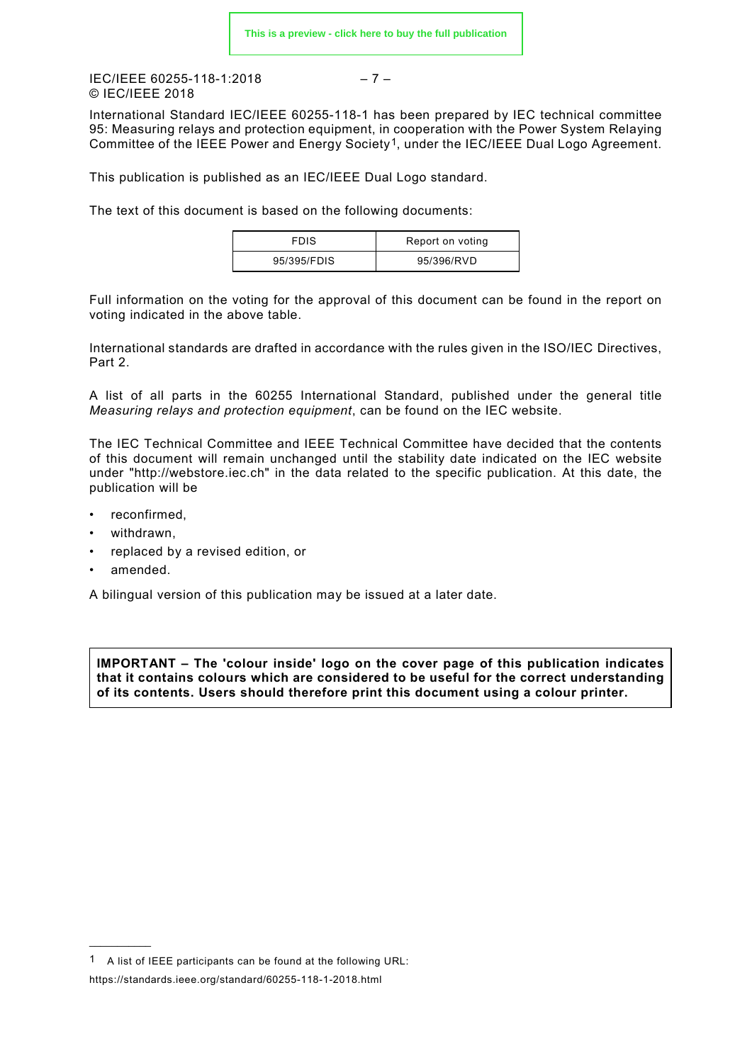International Standard IEC/IEEE 60255-118-1 has been prepared by IEC technical committee 95: Measuring relays and protection equipment, in cooperation with the Power System Relaying Committee of the IEEE Power and Energy Society[1], under the IEC/IEEE Dual Logo Agreement.

This publication is published as an IEC/IEEE Dual Logo standard.

The text of this document is based on the following documents:

| FDIS | Report on voting |
|---|---|
| 95/395/FDIS | 95/396/RVD |

Full information on the voting for the approval of this document can be found in the report on voting indicated in the above table.

International standards are drafted in accordance with the rules given in the ISO/IEC Directives, Part 2.

A list of all parts in the 60255 International Standard, published under the general title *Measuring relays and protection equipment*, can be found on the IEC website.

The IEC Technical Committee and IEEE Technical Committee have decided that the contents of this document will remain unchanged until the stability date indicated on the IEC website under "http://webstore.iec.ch" in the data related to the specific publication. At this date, the publication will be

- reconfirmed,
- withdrawn,
- replaced by a revised edition, or
- amended.

A bilingual version of this publication may be issued at a later date.

**IMPORTANT – The 'colour inside' logo on the cover page of this publication indicates that it contains colours which are considered to be useful for the correct understanding of its contents. Users should therefore print this document using a colour printer.**

---

[1] A list of IEEE participants can be found at the following URL: https://standards.ieee.org/standard/60255-118-1-2018.html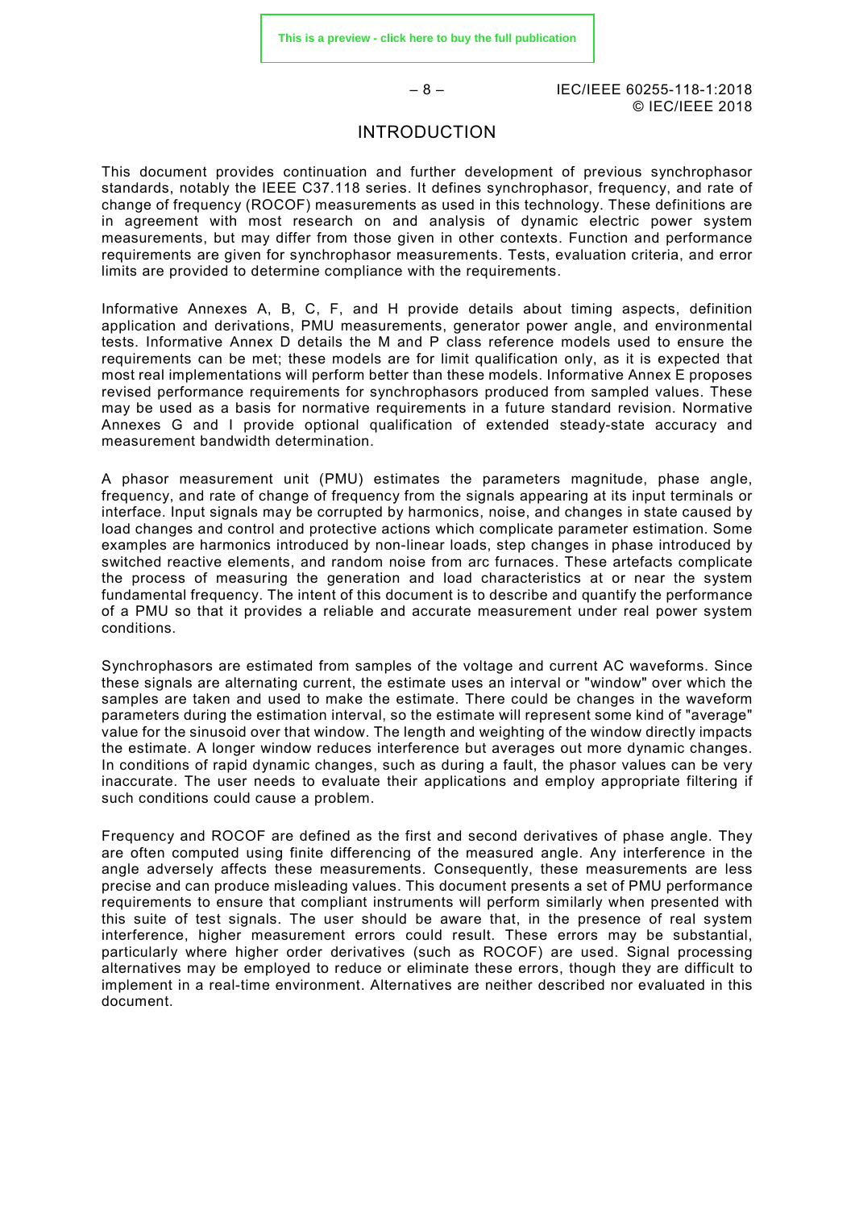# INTRODUCTION

This document provides continuation and further development of previous synchrophasor standards, notably the IEEE C37.118 series. It defines synchrophasor, frequency, and rate of change of frequency (ROCOF) measurements as used in this technology. These definitions are in agreement with most research on and analysis of dynamic electric power system measurements, but may differ from those given in other contexts. Function and performance requirements are given for synchrophasor measurements. Tests, evaluation criteria, and error limits are provided to determine compliance with the requirements.

Informative Annexes A, B, C, F, and H provide details about timing aspects, definition application and derivations, PMU measurements, generator power angle, and environmental tests. Informative Annex D details the M and P class reference models used to ensure the requirements can be met; these models are for limit qualification only, as it is expected that most real implementations will perform better than these models. Informative Annex E proposes revised performance requirements for synchrophasors produced from sampled values. These may be used as a basis for normative requirements in a future standard revision. Normative Annexes G and I provide optional qualification of extended steady-state accuracy and measurement bandwidth determination.

A phasor measurement unit (PMU) estimates the parameters magnitude, phase angle, frequency, and rate of change of frequency from the signals appearing at its input terminals or interface. Input signals may be corrupted by harmonics, noise, and changes in state caused by load changes and control and protective actions which complicate parameter estimation. Some examples are harmonics introduced by non-linear loads, step changes in phase introduced by switched reactive elements, and random noise from arc furnaces. These artefacts complicate the process of measuring the generation and load characteristics at or near the system fundamental frequency. The intent of this document is to describe and quantify the performance of a PMU so that it provides a reliable and accurate measurement under real power system conditions.

Synchrophasors are estimated from samples of the voltage and current AC waveforms. Since these signals are alternating current, the estimate uses an interval or "window" over which the samples are taken and used to make the estimate. There could be changes in the waveform parameters during the estimation interval, so the estimate will represent some kind of "average" value for the sinusoid over that window. The length and weighting of the window directly impacts the estimate. A longer window reduces interference but averages out more dynamic changes. In conditions of rapid dynamic changes, such as during a fault, the phasor values can be very inaccurate. The user needs to evaluate their applications and employ appropriate filtering if such conditions could cause a problem.

Frequency and ROCOF are defined as the first and second derivatives of phase angle. They are often computed using finite differencing of the measured angle. Any interference in the angle adversely affects these measurements. Consequently, these measurements are less precise and can produce misleading values. This document presents a set of PMU performance requirements to ensure that compliant instruments will perform similarly when presented with this suite of test signals. The user should be aware that, in the presence of real system interference, higher measurement errors could result. These errors may be substantial, particularly where higher order derivatives (such as ROCOF) are used. Signal processing alternatives may be employed to reduce or eliminate these errors, though they are difficult to implement in a real-time environment. Alternatives are neither described nor evaluated in this document.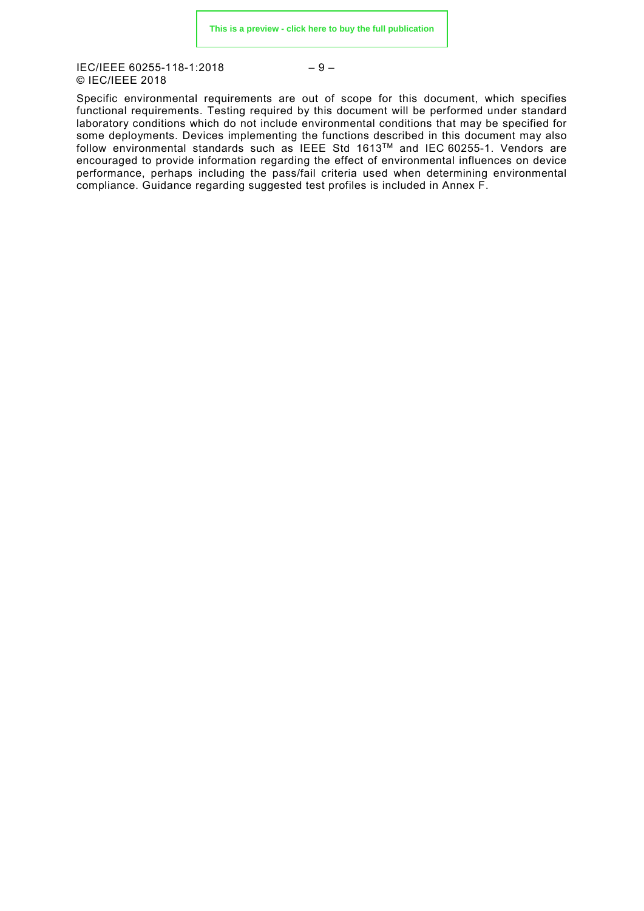Specific environmental requirements are out of scope for this document, which specifies functional requirements. Testing required by this document will be performed under standard laboratory conditions which do not include environmental conditions that may be specified for some deployments. Devices implementing the functions described in this document may also follow environmental standards such as IEEE Std 1613™ and IEC 60255-1. Vendors are encouraged to provide information regarding the effect of environmental influences on device performance, perhaps including the pass/fail criteria used when determining environmental compliance. Guidance regarding suggested test profiles is included in Annex F.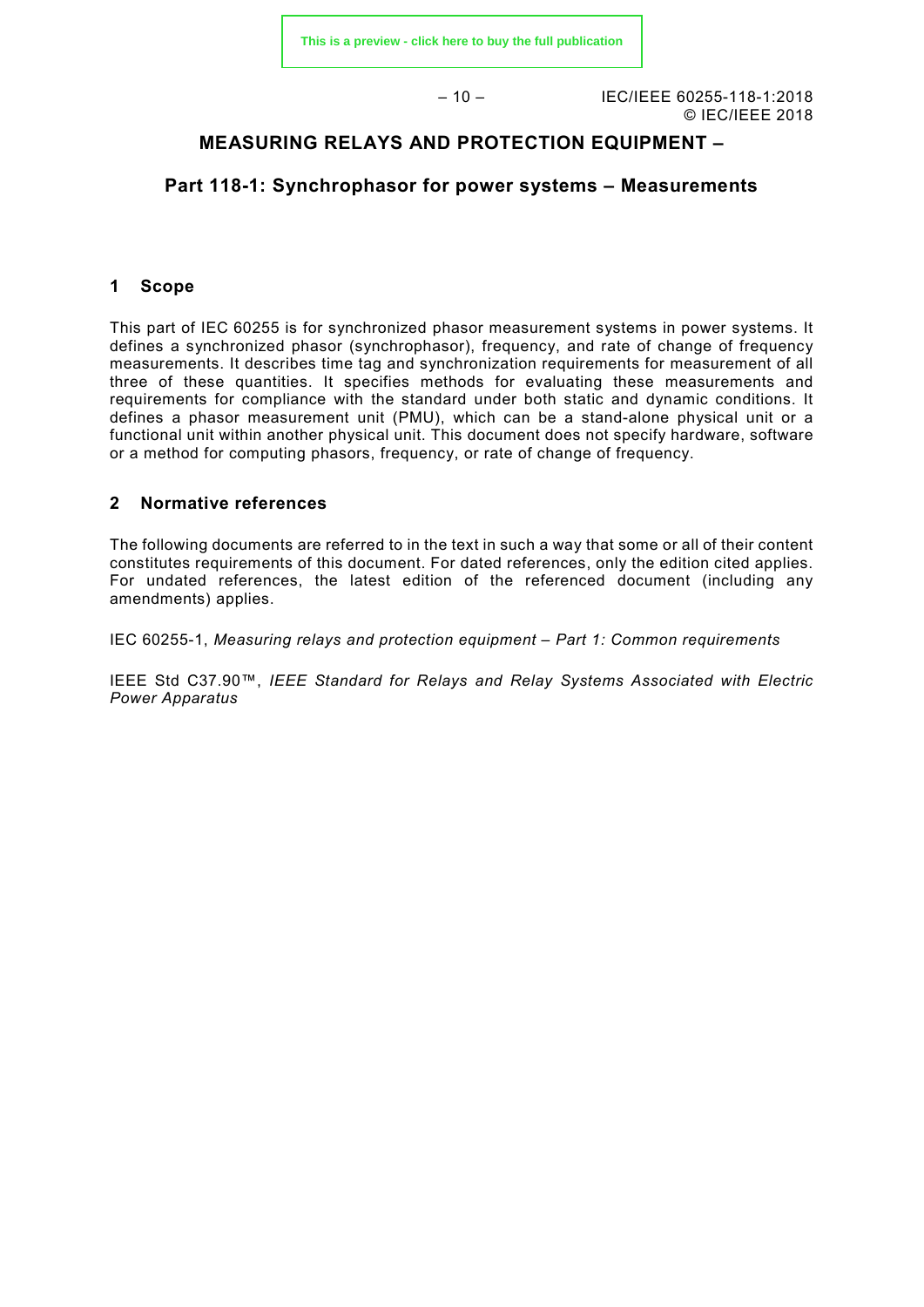# MEASURING RELAYS AND PROTECTION EQUIPMENT –

## Part 118-1: Synchrophasor for power systems – Measurements

## 1 Scope

This part of IEC 60255 is for synchronized phasor measurement systems in power systems. It defines a synchronized phasor (synchrophasor), frequency, and rate of change of frequency measurements. It describes time tag and synchronization requirements for measurement of all three of these quantities. It specifies methods for evaluating these measurements and requirements for compliance with the standard under both static and dynamic conditions. It defines a phasor measurement unit (PMU), which can be a stand-alone physical unit or a functional unit within another physical unit. This document does not specify hardware, software or a method for computing phasors, frequency, or rate of change of frequency.

## 2 Normative references

The following documents are referred to in the text in such a way that some or all of their content constitutes requirements of this document. For dated references, only the edition cited applies. For undated references, the latest edition of the referenced document (including any amendments) applies.

IEC 60255-1, *Measuring relays and protection equipment – Part 1: Common requirements*

IEEE Std C37.90™, *IEEE Standard for Relays and Relay Systems Associated with Electric Power Apparatus*